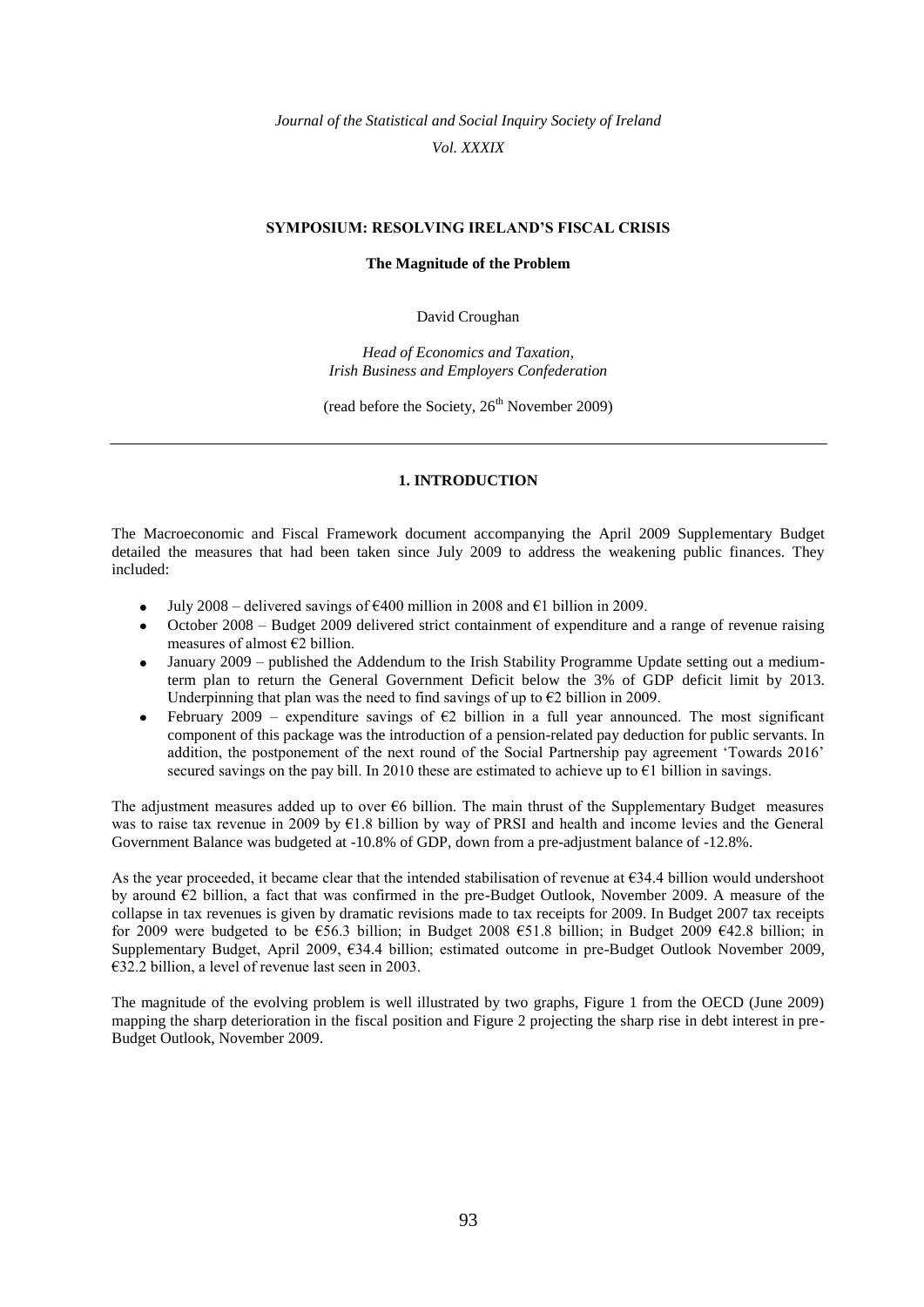*Journal of the Statistical and Social Inquiry Society of Ireland*
*Vol. XXXIX*

# SYMPOSIUM: RESOLVING IRELAND'S FISCAL CRISIS

## The Magnitude of the Problem

David Croughan

*Head of Economics and Taxation,*
*Irish Business and Employers Confederation*

(read before the Society, 26th November 2009)

---

## 1. INTRODUCTION

The Macroeconomic and Fiscal Framework document accompanying the April 2009 Supplementary Budget detailed the measures that had been taken since July 2009 to address the weakening public finances. They included:

- July 2008 – delivered savings of €400 million in 2008 and €1 billion in 2009.
- October 2008 – Budget 2009 delivered strict containment of expenditure and a range of revenue raising measures of almost €2 billion.
- January 2009 – published the Addendum to the Irish Stability Programme Update setting out a medium-term plan to return the General Government Deficit below the 3% of GDP deficit limit by 2013. Underpinning that plan was the need to find savings of up to €2 billion in 2009.
- February 2009 – expenditure savings of €2 billion in a full year announced. The most significant component of this package was the introduction of a pension-related pay deduction for public servants. In addition, the postponement of the next round of the Social Partnership pay agreement 'Towards 2016' secured savings on the pay bill. In 2010 these are estimated to achieve up to €1 billion in savings.

The adjustment measures added up to over €6 billion. The main thrust of the Supplementary Budget measures was to raise tax revenue in 2009 by €1.8 billion by way of PRSI and health and income levies and the General Government Balance was budgeted at -10.8% of GDP, down from a pre-adjustment balance of -12.8%.

As the year proceeded, it became clear that the intended stabilisation of revenue at €34.4 billion would undershoot by around €2 billion, a fact that was confirmed in the pre-Budget Outlook, November 2009. A measure of the collapse in tax revenues is given by dramatic revisions made to tax receipts for 2009. In Budget 2007 tax receipts for 2009 were budgeted to be €56.3 billion; in Budget 2008 €51.8 billion; in Budget 2009 €42.8 billion; in Supplementary Budget, April 2009, €34.4 billion; estimated outcome in pre-Budget Outlook November 2009, €32.2 billion, a level of revenue last seen in 2003.

The magnitude of the evolving problem is well illustrated by two graphs, Figure 1 from the OECD (June 2009) mapping the sharp deterioration in the fiscal position and Figure 2 projecting the sharp rise in debt interest in pre-Budget Outlook, November 2009.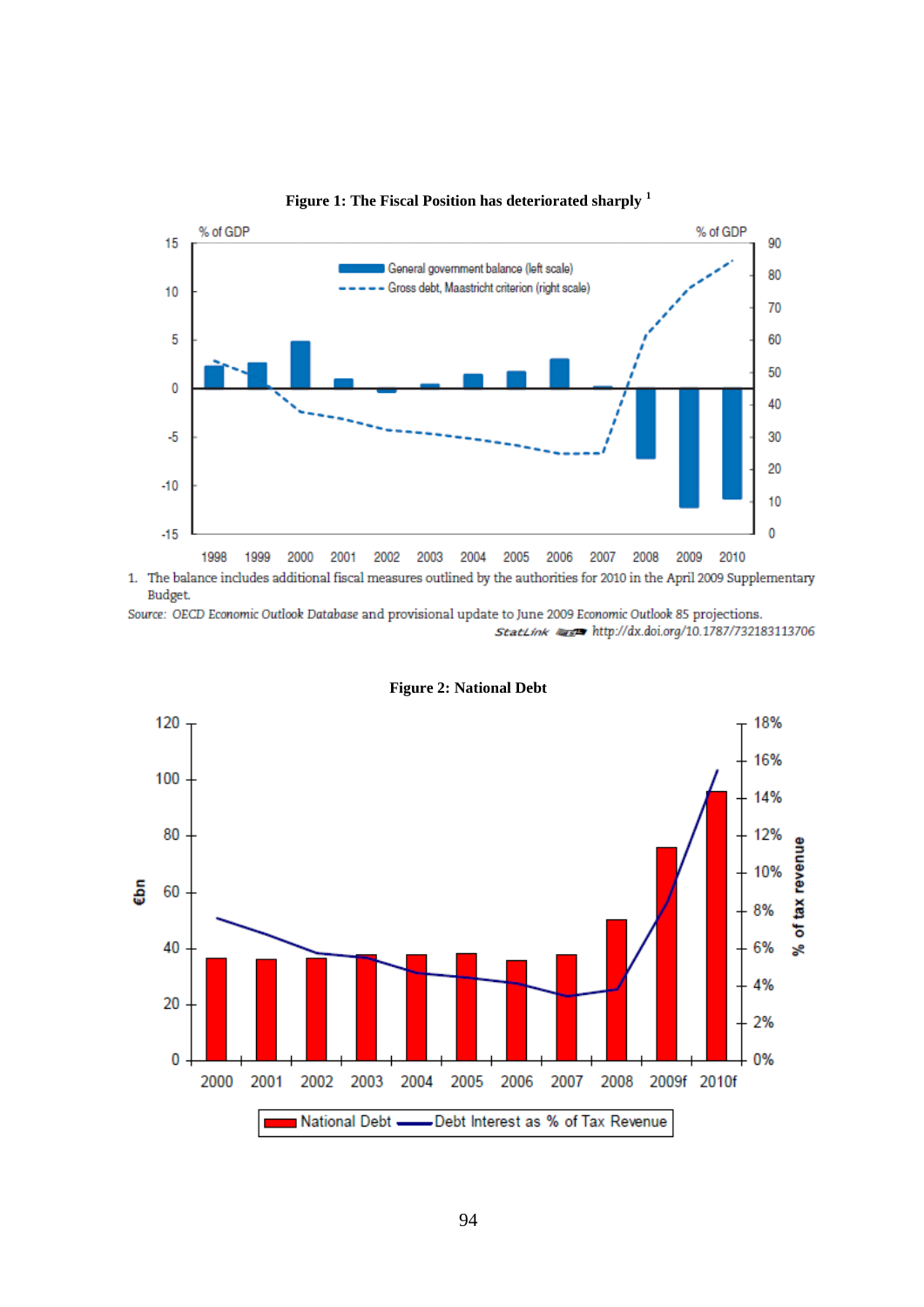**Figure 1: The Fiscal Position has deteriorated sharply** [1]

1. The balance includes additional fiscal measures outlined by the authorities for 2010 in the April 2009 Supplementary Budget.

Source: *OECD Economic Outlook Database* and provisional update to June 2009 *Economic Outlook 85* projections.

StatLink http://dx.doi.org/10.1787/732183113706

**Figure 2: National Debt**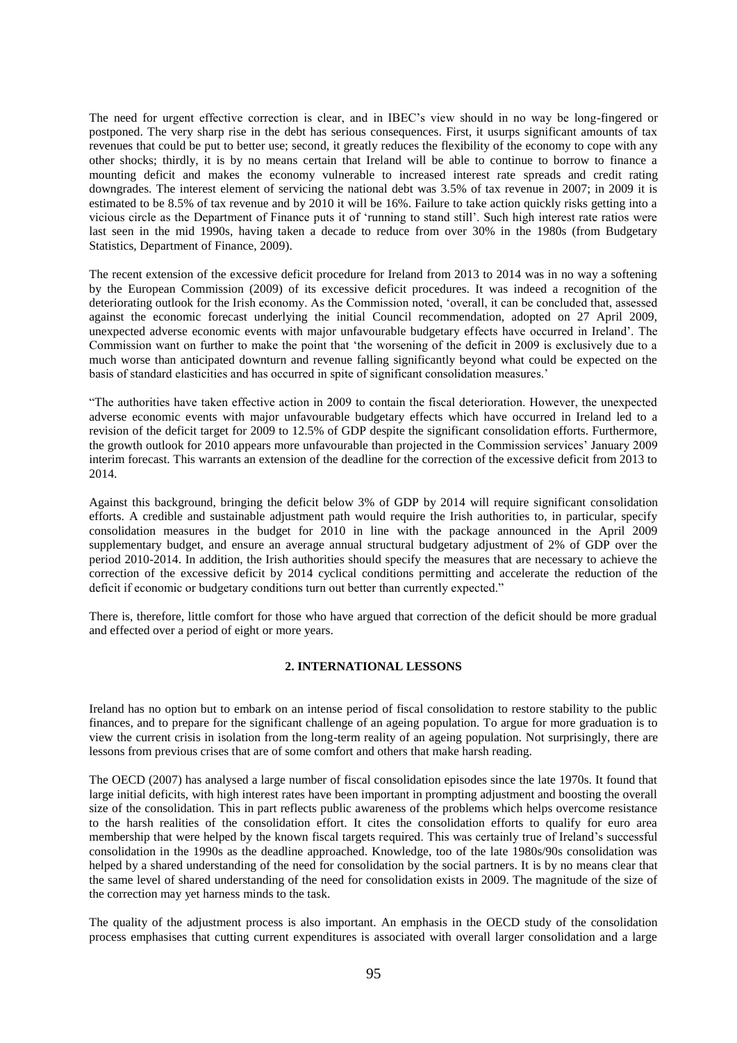The need for urgent effective correction is clear, and in IBEC's view should in no way be long-fingered or postponed. The very sharp rise in the debt has serious consequences. First, it usurps significant amounts of tax revenues that could be put to better use; second, it greatly reduces the flexibility of the economy to cope with any other shocks; thirdly, it is by no means certain that Ireland will be able to continue to borrow to finance a mounting deficit and makes the economy vulnerable to increased interest rate spreads and credit rating downgrades. The interest element of servicing the national debt was 3.5% of tax revenue in 2007; in 2009 it is estimated to be 8.5% of tax revenue and by 2010 it will be 16%. Failure to take action quickly risks getting into a vicious circle as the Department of Finance puts it of 'running to stand still'. Such high interest rate ratios were last seen in the mid 1990s, having taken a decade to reduce from over 30% in the 1980s (from Budgetary Statistics, Department of Finance, 2009).

The recent extension of the excessive deficit procedure for Ireland from 2013 to 2014 was in no way a softening by the European Commission (2009) of its excessive deficit procedures. It was indeed a recognition of the deteriorating outlook for the Irish economy. As the Commission noted, 'overall, it can be concluded that, assessed against the economic forecast underlying the initial Council recommendation, adopted on 27 April 2009, unexpected adverse economic events with major unfavourable budgetary effects have occurred in Ireland'. The Commission want on further to make the point that 'the worsening of the deficit in 2009 is exclusively due to a much worse than anticipated downturn and revenue falling significantly beyond what could be expected on the basis of standard elasticities and has occurred in spite of significant consolidation measures.'

"The authorities have taken effective action in 2009 to contain the fiscal deterioration. However, the unexpected adverse economic events with major unfavourable budgetary effects which have occurred in Ireland led to a revision of the deficit target for 2009 to 12.5% of GDP despite the significant consolidation efforts. Furthermore, the growth outlook for 2010 appears more unfavourable than projected in the Commission services' January 2009 interim forecast. This warrants an extension of the deadline for the correction of the excessive deficit from 2013 to 2014.

Against this background, bringing the deficit below 3% of GDP by 2014 will require significant consolidation efforts. A credible and sustainable adjustment path would require the Irish authorities to, in particular, specify consolidation measures in the budget for 2010 in line with the package announced in the April 2009 supplementary budget, and ensure an average annual structural budgetary adjustment of 2% of GDP over the period 2010-2014. In addition, the Irish authorities should specify the measures that are necessary to achieve the correction of the excessive deficit by 2014 cyclical conditions permitting and accelerate the reduction of the deficit if economic or budgetary conditions turn out better than currently expected."

There is, therefore, little comfort for those who have argued that correction of the deficit should be more gradual and effected over a period of eight or more years.

## 2. INTERNATIONAL LESSONS

Ireland has no option but to embark on an intense period of fiscal consolidation to restore stability to the public finances, and to prepare for the significant challenge of an ageing population. To argue for more graduation is to view the current crisis in isolation from the long-term reality of an ageing population. Not surprisingly, there are lessons from previous crises that are of some comfort and others that make harsh reading.

The OECD (2007) has analysed a large number of fiscal consolidation episodes since the late 1970s. It found that large initial deficits, with high interest rates have been important in prompting adjustment and boosting the overall size of the consolidation. This in part reflects public awareness of the problems which helps overcome resistance to the harsh realities of the consolidation effort. It cites the consolidation efforts to qualify for euro area membership that were helped by the known fiscal targets required. This was certainly true of Ireland's successful consolidation in the 1990s as the deadline approached. Knowledge, too of the late 1980s/90s consolidation was helped by a shared understanding of the need for consolidation by the social partners. It is by no means clear that the same level of shared understanding of the need for consolidation exists in 2009. The magnitude of the size of the correction may yet harness minds to the task.

The quality of the adjustment process is also important. An emphasis in the OECD study of the consolidation process emphasises that cutting current expenditures is associated with overall larger consolidation and a large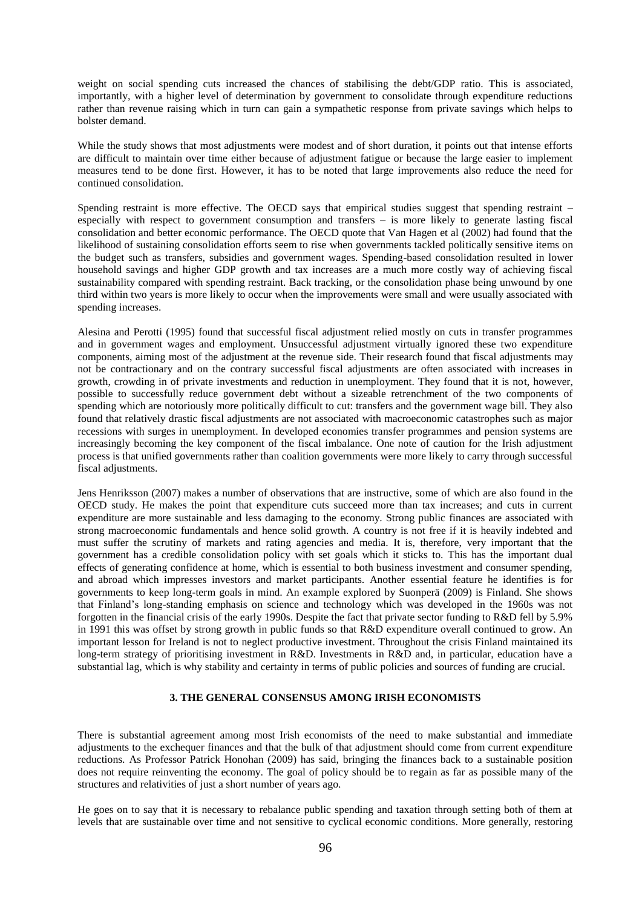weight on social spending cuts increased the chances of stabilising the debt/GDP ratio. This is associated, importantly, with a higher level of determination by government to consolidate through expenditure reductions rather than revenue raising which in turn can gain a sympathetic response from private savings which helps to bolster demand.

While the study shows that most adjustments were modest and of short duration, it points out that intense efforts are difficult to maintain over time either because of adjustment fatigue or because the large easier to implement measures tend to be done first. However, it has to be noted that large improvements also reduce the need for continued consolidation.

Spending restraint is more effective. The OECD says that empirical studies suggest that spending restraint – especially with respect to government consumption and transfers – is more likely to generate lasting fiscal consolidation and better economic performance. The OECD quote that Van Hagen et al (2002) had found that the likelihood of sustaining consolidation efforts seem to rise when governments tackled politically sensitive items on the budget such as transfers, subsidies and government wages. Spending-based consolidation resulted in lower household savings and higher GDP growth and tax increases are a much more costly way of achieving fiscal sustainability compared with spending restraint. Back tracking, or the consolidation phase being unwound by one third within two years is more likely to occur when the improvements were small and were usually associated with spending increases.

Alesina and Perotti (1995) found that successful fiscal adjustment relied mostly on cuts in transfer programmes and in government wages and employment. Unsuccessful adjustment virtually ignored these two expenditure components, aiming most of the adjustment at the revenue side. Their research found that fiscal adjustments may not be contractionary and on the contrary successful fiscal adjustments are often associated with increases in growth, crowding in of private investments and reduction in unemployment. They found that it is not, however, possible to successfully reduce government debt without a sizeable retrenchment of the two components of spending which are notoriously more politically difficult to cut: transfers and the government wage bill. They also found that relatively drastic fiscal adjustments are not associated with macroeconomic catastrophes such as major recessions with surges in unemployment. In developed economies transfer programmes and pension systems are increasingly becoming the key component of the fiscal imbalance. One note of caution for the Irish adjustment process is that unified governments rather than coalition governments were more likely to carry through successful fiscal adjustments.

Jens Henriksson (2007) makes a number of observations that are instructive, some of which are also found in the OECD study. He makes the point that expenditure cuts succeed more than tax increases; and cuts in current expenditure are more sustainable and less damaging to the economy. Strong public finances are associated with strong macroeconomic fundamentals and hence solid growth. A country is not free if it is heavily indebted and must suffer the scrutiny of markets and rating agencies and media. It is, therefore, very important that the government has a credible consolidation policy with set goals which it sticks to. This has the important dual effects of generating confidence at home, which is essential to both business investment and consumer spending, and abroad which impresses investors and market participants. Another essential feature he identifies is for governments to keep long-term goals in mind. An example explored by Suonperä (2009) is Finland. She shows that Finland's long-standing emphasis on science and technology which was developed in the 1960s was not forgotten in the financial crisis of the early 1990s. Despite the fact that private sector funding to R&D fell by 5.9% in 1991 this was offset by strong growth in public funds so that R&D expenditure overall continued to grow. An important lesson for Ireland is not to neglect productive investment. Throughout the crisis Finland maintained its long-term strategy of prioritising investment in R&D. Investments in R&D and, in particular, education have a substantial lag, which is why stability and certainty in terms of public policies and sources of funding are crucial.

## 3. THE GENERAL CONSENSUS AMONG IRISH ECONOMISTS

There is substantial agreement among most Irish economists of the need to make substantial and immediate adjustments to the exchequer finances and that the bulk of that adjustment should come from current expenditure reductions. As Professor Patrick Honohan (2009) has said, bringing the finances back to a sustainable position does not require reinventing the economy. The goal of policy should be to regain as far as possible many of the structures and relativities of just a short number of years ago.

He goes on to say that it is necessary to rebalance public spending and taxation through setting both of them at levels that are sustainable over time and not sensitive to cyclical economic conditions. More generally, restoring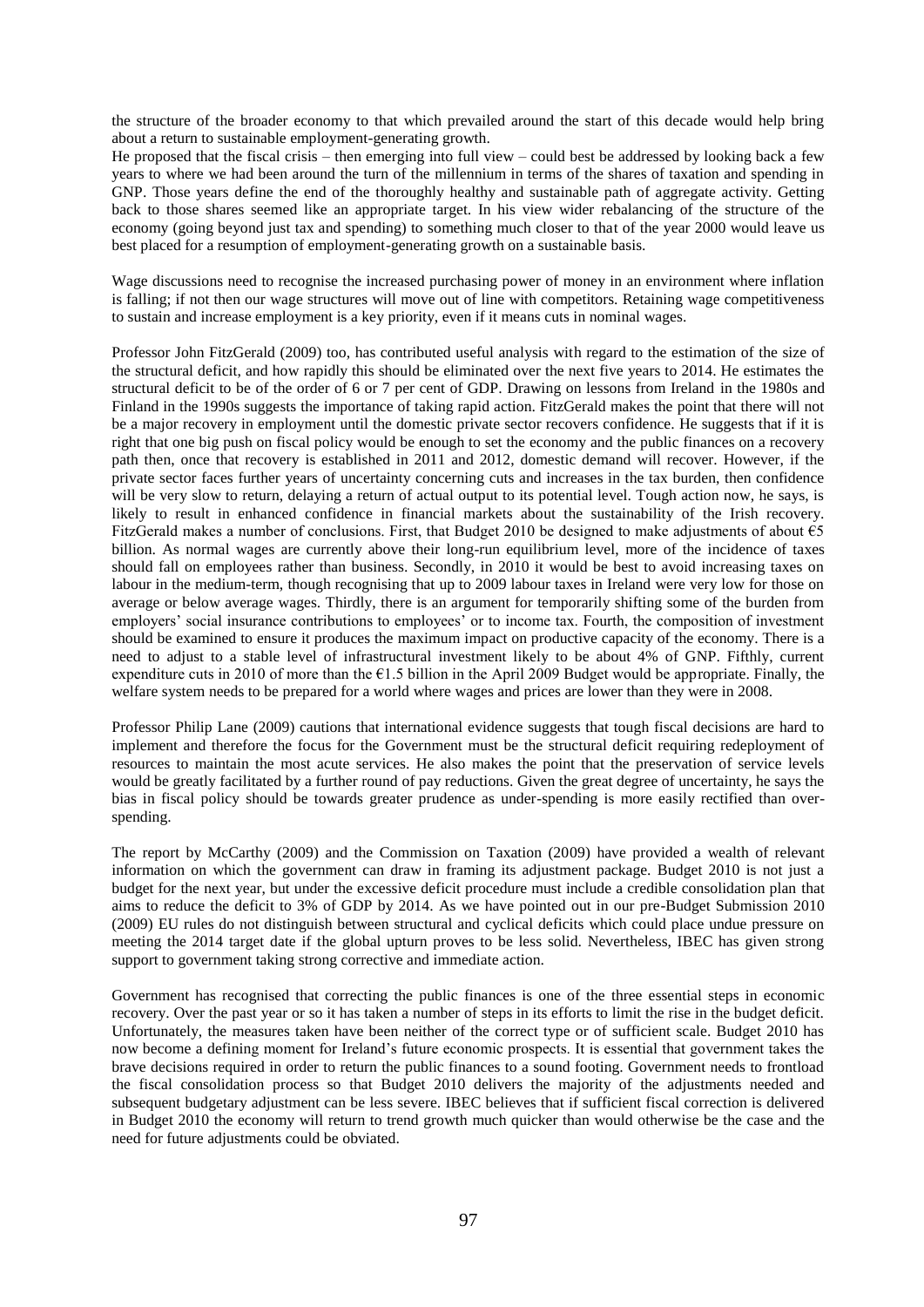the structure of the broader economy to that which prevailed around the start of this decade would help bring about a return to sustainable employment-generating growth.

He proposed that the fiscal crisis – then emerging into full view – could best be addressed by looking back a few years to where we had been around the turn of the millennium in terms of the shares of taxation and spending in GNP. Those years define the end of the thoroughly healthy and sustainable path of aggregate activity. Getting back to those shares seemed like an appropriate target. In his view wider rebalancing of the structure of the economy (going beyond just tax and spending) to something much closer to that of the year 2000 would leave us best placed for a resumption of employment-generating growth on a sustainable basis.

Wage discussions need to recognise the increased purchasing power of money in an environment where inflation is falling; if not then our wage structures will move out of line with competitors. Retaining wage competitiveness to sustain and increase employment is a key priority, even if it means cuts in nominal wages.

Professor John FitzGerald (2009) too, has contributed useful analysis with regard to the estimation of the size of the structural deficit, and how rapidly this should be eliminated over the next five years to 2014. He estimates the structural deficit to be of the order of 6 or 7 per cent of GDP. Drawing on lessons from Ireland in the 1980s and Finland in the 1990s suggests the importance of taking rapid action. FitzGerald makes the point that there will not be a major recovery in employment until the domestic private sector recovers confidence. He suggests that if it is right that one big push on fiscal policy would be enough to set the economy and the public finances on a recovery path then, once that recovery is established in 2011 and 2012, domestic demand will recover. However, if the private sector faces further years of uncertainty concerning cuts and increases in the tax burden, then confidence will be very slow to return, delaying a return of actual output to its potential level. Tough action now, he says, is likely to result in enhanced confidence in financial markets about the sustainability of the Irish recovery. FitzGerald makes a number of conclusions. First, that Budget 2010 be designed to make adjustments of about €5 billion. As normal wages are currently above their long-run equilibrium level, more of the incidence of taxes should fall on employees rather than business. Secondly, in 2010 it would be best to avoid increasing taxes on labour in the medium-term, though recognising that up to 2009 labour taxes in Ireland were very low for those on average or below average wages. Thirdly, there is an argument for temporarily shifting some of the burden from employers' social insurance contributions to employees' or to income tax. Fourth, the composition of investment should be examined to ensure it produces the maximum impact on productive capacity of the economy. There is a need to adjust to a stable level of infrastructural investment likely to be about 4% of GNP. Fifthly, current expenditure cuts in 2010 of more than the €1.5 billion in the April 2009 Budget would be appropriate. Finally, the welfare system needs to be prepared for a world where wages and prices are lower than they were in 2008.

Professor Philip Lane (2009) cautions that international evidence suggests that tough fiscal decisions are hard to implement and therefore the focus for the Government must be the structural deficit requiring redeployment of resources to maintain the most acute services. He also makes the point that the preservation of service levels would be greatly facilitated by a further round of pay reductions. Given the great degree of uncertainty, he says the bias in fiscal policy should be towards greater prudence as under-spending is more easily rectified than over-spending.

The report by McCarthy (2009) and the Commission on Taxation (2009) have provided a wealth of relevant information on which the government can draw in framing its adjustment package. Budget 2010 is not just a budget for the next year, but under the excessive deficit procedure must include a credible consolidation plan that aims to reduce the deficit to 3% of GDP by 2014. As we have pointed out in our pre-Budget Submission 2010 (2009) EU rules do not distinguish between structural and cyclical deficits which could place undue pressure on meeting the 2014 target date if the global upturn proves to be less solid. Nevertheless, IBEC has given strong support to government taking strong corrective and immediate action.

Government has recognised that correcting the public finances is one of the three essential steps in economic recovery. Over the past year or so it has taken a number of steps in its efforts to limit the rise in the budget deficit. Unfortunately, the measures taken have been neither of the correct type or of sufficient scale. Budget 2010 has now become a defining moment for Ireland's future economic prospects. It is essential that government takes the brave decisions required in order to return the public finances to a sound footing. Government needs to frontload the fiscal consolidation process so that Budget 2010 delivers the majority of the adjustments needed and subsequent budgetary adjustment can be less severe. IBEC believes that if sufficient fiscal correction is delivered in Budget 2010 the economy will return to trend growth much quicker than would otherwise be the case and the need for future adjustments could be obviated.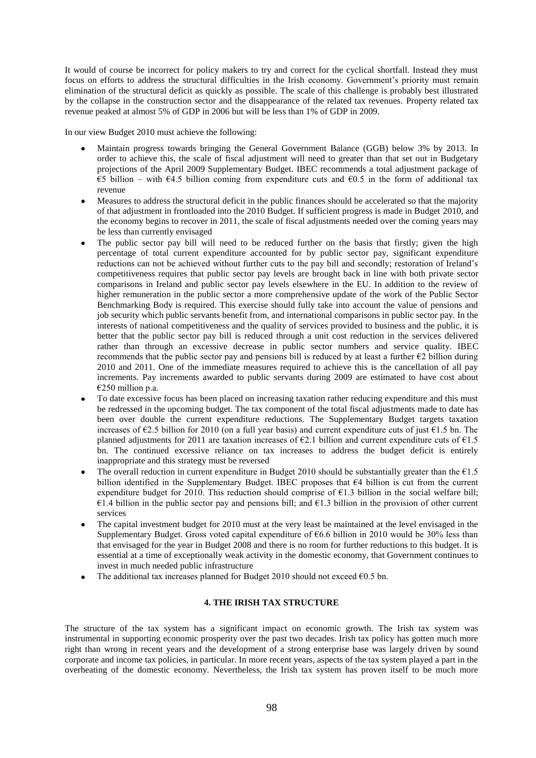It would of course be incorrect for policy makers to try and correct for the cyclical shortfall. Instead they must focus on efforts to address the structural difficulties in the Irish economy. Government's priority must remain elimination of the structural deficit as quickly as possible. The scale of this challenge is probably best illustrated by the collapse in the construction sector and the disappearance of the related tax revenues. Property related tax revenue peaked at almost 5% of GDP in 2006 but will be less than 1% of GDP in 2009.

In our view Budget 2010 must achieve the following:

- Maintain progress towards bringing the General Government Balance (GGB) below 3% by 2013. In order to achieve this, the scale of fiscal adjustment will need to greater than that set out in Budgetary projections of the April 2009 Supplementary Budget. IBEC recommends a total adjustment package of €5 billion – with €4.5 billion coming from expenditure cuts and €0.5 in the form of additional tax revenue
- Measures to address the structural deficit in the public finances should be accelerated so that the majority of that adjustment in frontloaded into the 2010 Budget. If sufficient progress is made in Budget 2010, and the economy begins to recover in 2011, the scale of fiscal adjustments needed over the coming years may be less than currently envisaged
- The public sector pay bill will need to be reduced further on the basis that firstly; given the high percentage of total current expenditure accounted for by public sector pay, significant expenditure reductions can not be achieved without further cuts to the pay bill and secondly; restoration of Ireland's competitiveness requires that public sector pay levels are brought back in line with both private sector comparisons in Ireland and public sector pay levels elsewhere in the EU. In addition to the review of higher remuneration in the public sector a more comprehensive update of the work of the Public Sector Benchmarking Body is required. This exercise should fully take into account the value of pensions and job security which public servants benefit from, and international comparisons in public sector pay. In the interests of national competitiveness and the quality of services provided to business and the public, it is better that the public sector pay bill is reduced through a unit cost reduction in the services delivered rather than through an excessive decrease in public sector numbers and service quality. IBEC recommends that the public sector pay and pensions bill is reduced by at least a further €2 billion during 2010 and 2011. One of the immediate measures required to achieve this is the cancellation of all pay increments. Pay increments awarded to public servants during 2009 are estimated to have cost about €250 million p.a.
- To date excessive focus has been placed on increasing taxation rather reducing expenditure and this must be redressed in the upcoming budget. The tax component of the total fiscal adjustments made to date has been over double the current expenditure reductions. The Supplementary Budget targets taxation increases of €2.5 billion for 2010 (on a full year basis) and current expenditure cuts of just €1.5 bn. The planned adjustments for 2011 are taxation increases of €2.1 billion and current expenditure cuts of €1.5 bn. The continued excessive reliance on tax increases to address the budget deficit is entirely inappropriate and this strategy must be reversed
- The overall reduction in current expenditure in Budget 2010 should be substantially greater than the €1.5 billion identified in the Supplementary Budget. IBEC proposes that €4 billion is cut from the current expenditure budget for 2010. This reduction should comprise of €1.3 billion in the social welfare bill; €1.4 billion in the public sector pay and pensions bill; and €1.3 billion in the provision of other current services
- The capital investment budget for 2010 must at the very least be maintained at the level envisaged in the Supplementary Budget. Gross voted capital expenditure of €6.6 billion in 2010 would be 30% less than that envisaged for the year in Budget 2008 and there is no room for further reductions to this budget. It is essential at a time of exceptionally weak activity in the domestic economy, that Government continues to invest in much needed public infrastructure
- The additional tax increases planned for Budget 2010 should not exceed €0.5 bn.

## 4. THE IRISH TAX STRUCTURE

The structure of the tax system has a significant impact on economic growth. The Irish tax system was instrumental in supporting economic prosperity over the past two decades. Irish tax policy has gotten much more right than wrong in recent years and the development of a strong enterprise base was largely driven by sound corporate and income tax policies, in particular. In more recent years, aspects of the tax system played a part in the overheating of the domestic economy. Nevertheless, the Irish tax system has proven itself to be much more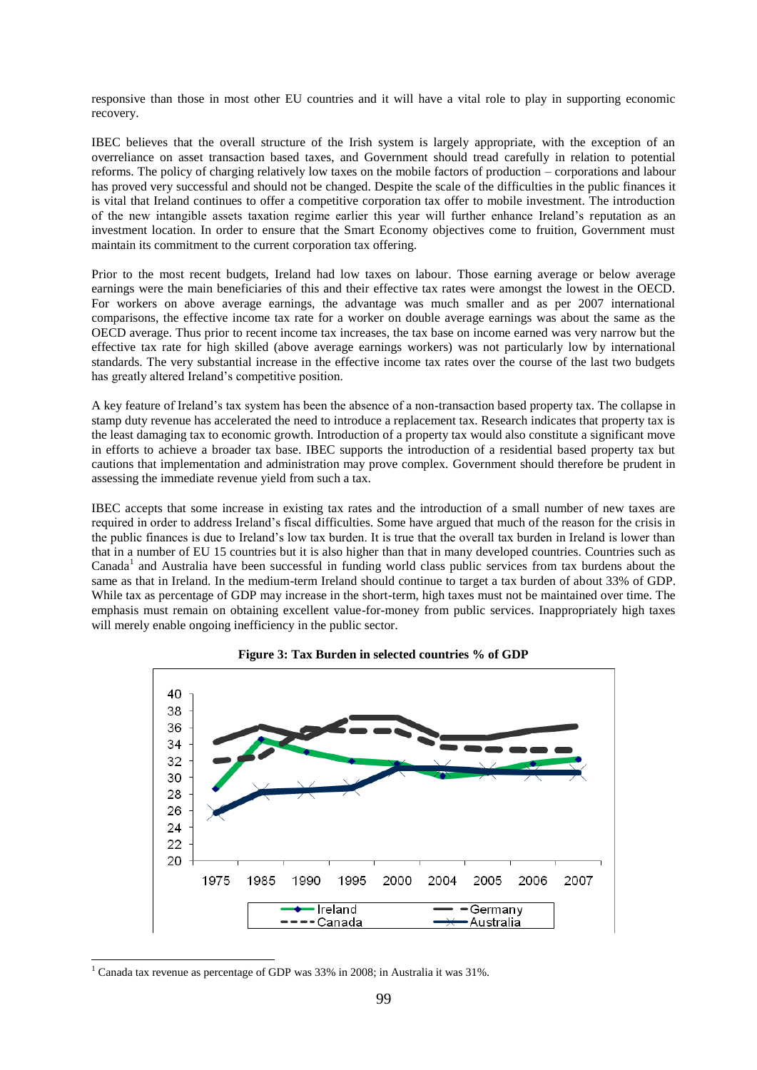responsive than those in most other EU countries and it will have a vital role to play in supporting economic recovery.

IBEC believes that the overall structure of the Irish system is largely appropriate, with the exception of an overreliance on asset transaction based taxes, and Government should tread carefully in relation to potential reforms. The policy of charging relatively low taxes on the mobile factors of production – corporations and labour has proved very successful and should not be changed. Despite the scale of the difficulties in the public finances it is vital that Ireland continues to offer a competitive corporation tax offer to mobile investment. The introduction of the new intangible assets taxation regime earlier this year will further enhance Ireland's reputation as an investment location. In order to ensure that the Smart Economy objectives come to fruition, Government must maintain its commitment to the current corporation tax offering.

Prior to the most recent budgets, Ireland had low taxes on labour. Those earning average or below average earnings were the main beneficiaries of this and their effective tax rates were amongst the lowest in the OECD. For workers on above average earnings, the advantage was much smaller and as per 2007 international comparisons, the effective income tax rate for a worker on double average earnings was about the same as the OECD average. Thus prior to recent income tax increases, the tax base on income earned was very narrow but the effective tax rate for high skilled (above average earnings workers) was not particularly low by international standards. The very substantial increase in the effective income tax rates over the course of the last two budgets has greatly altered Ireland's competitive position.

A key feature of Ireland's tax system has been the absence of a non-transaction based property tax. The collapse in stamp duty revenue has accelerated the need to introduce a replacement tax. Research indicates that property tax is the least damaging tax to economic growth. Introduction of a property tax would also constitute a significant move in efforts to achieve a broader tax base. IBEC supports the introduction of a residential based property tax but cautions that implementation and administration may prove complex. Government should therefore be prudent in assessing the immediate revenue yield from such a tax.

IBEC accepts that some increase in existing tax rates and the introduction of a small number of new taxes are required in order to address Ireland's fiscal difficulties. Some have argued that much of the reason for the crisis in the public finances is due to Ireland's low tax burden. It is true that the overall tax burden in Ireland is lower than that in a number of EU 15 countries but it is also higher than that in many developed countries. Countries such as Canada[1] and Australia have been successful in funding world class public services from tax burdens about the same as that in Ireland. In the medium-term Ireland should continue to target a tax burden of about 33% of GDP. While tax as percentage of GDP may increase in the short-term, high taxes must not be maintained over time. The emphasis must remain on obtaining excellent value-for-money from public services. Inappropriately high taxes will merely enable ongoing inefficiency in the public sector.

**Figure 3: Tax Burden in selected countries % of GDP**

[1] Canada tax revenue as percentage of GDP was 33% in 2008; in Australia it was 31%.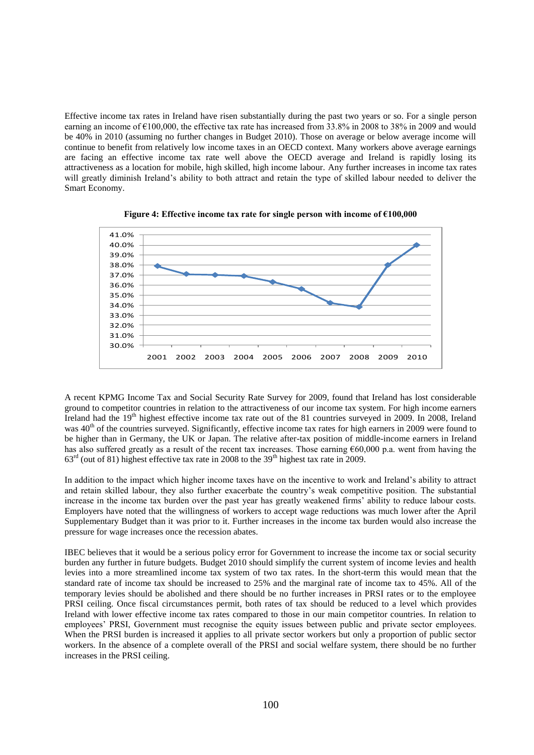Effective income tax rates in Ireland have risen substantially during the past two years or so. For a single person earning an income of €100,000, the effective tax rate has increased from 33.8% in 2008 to 38% in 2009 and would be 40% in 2010 (assuming no further changes in Budget 2010). Those on average or below average income will continue to benefit from relatively low income taxes in an OECD context. Many workers above average earnings are facing an effective income tax rate well above the OECD average and Ireland is rapidly losing its attractiveness as a location for mobile, high skilled, high income labour. Any further increases in income tax rates will greatly diminish Ireland's ability to both attract and retain the type of skilled labour needed to deliver the Smart Economy.

**Figure 4: Effective income tax rate for single person with income of €100,000**

A recent KPMG Income Tax and Social Security Rate Survey for 2009, found that Ireland has lost considerable ground to competitor countries in relation to the attractiveness of our income tax system. For high income earners Ireland had the 19th highest effective income tax rate out of the 81 countries surveyed in 2009. In 2008, Ireland was 40th of the countries surveyed. Significantly, effective income tax rates for high earners in 2009 were found to be higher than in Germany, the UK or Japan. The relative after-tax position of middle-income earners in Ireland has also suffered greatly as a result of the recent tax increases. Those earning €60,000 p.a. went from having the 63rd (out of 81) highest effective tax rate in 2008 to the 39th highest tax rate in 2009.

In addition to the impact which higher income taxes have on the incentive to work and Ireland's ability to attract and retain skilled labour, they also further exacerbate the country's weak competitive position. The substantial increase in the income tax burden over the past year has greatly weakened firms' ability to reduce labour costs. Employers have noted that the willingness of workers to accept wage reductions was much lower after the April Supplementary Budget than it was prior to it. Further increases in the income tax burden would also increase the pressure for wage increases once the recession abates.

IBEC believes that it would be a serious policy error for Government to increase the income tax or social security burden any further in future budgets. Budget 2010 should simplify the current system of income levies and health levies into a more streamlined income tax system of two tax rates. In the short-term this would mean that the standard rate of income tax should be increased to 25% and the marginal rate of income tax to 45%. All of the temporary levies should be abolished and there should be no further increases in PRSI rates or to the employee PRSI ceiling. Once fiscal circumstances permit, both rates of tax should be reduced to a level which provides Ireland with lower effective income tax rates compared to those in our main competitor countries. In relation to employees' PRSI, Government must recognise the equity issues between public and private sector employees. When the PRSI burden is increased it applies to all private sector workers but only a proportion of public sector workers. In the absence of a complete overall of the PRSI and social welfare system, there should be no further increases in the PRSI ceiling.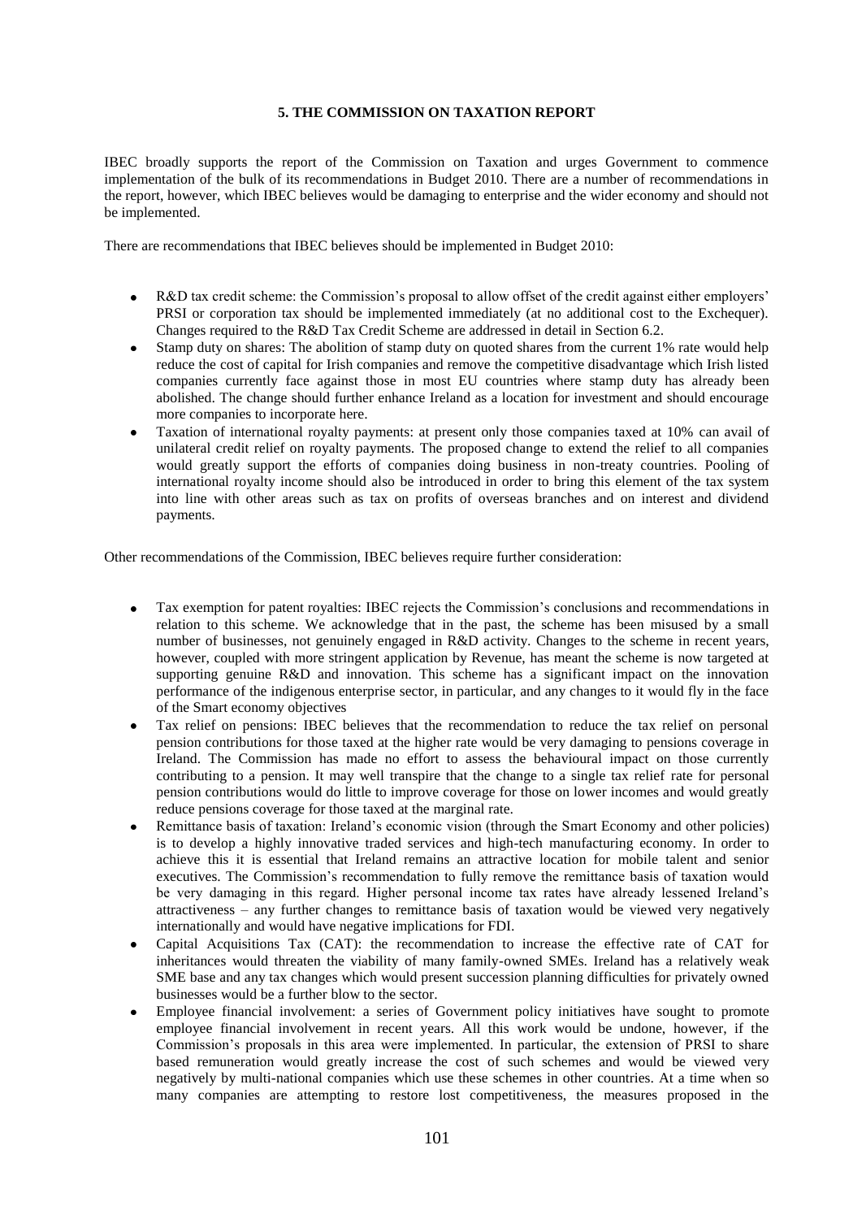## 5. THE COMMISSION ON TAXATION REPORT

IBEC broadly supports the report of the Commission on Taxation and urges Government to commence implementation of the bulk of its recommendations in Budget 2010. There are a number of recommendations in the report, however, which IBEC believes would be damaging to enterprise and the wider economy and should not be implemented.

There are recommendations that IBEC believes should be implemented in Budget 2010:

- R&D tax credit scheme: the Commission's proposal to allow offset of the credit against either employers' PRSI or corporation tax should be implemented immediately (at no additional cost to the Exchequer). Changes required to the R&D Tax Credit Scheme are addressed in detail in Section 6.2.
- Stamp duty on shares: The abolition of stamp duty on quoted shares from the current 1% rate would help reduce the cost of capital for Irish companies and remove the competitive disadvantage which Irish listed companies currently face against those in most EU countries where stamp duty has already been abolished. The change should further enhance Ireland as a location for investment and should encourage more companies to incorporate here.
- Taxation of international royalty payments: at present only those companies taxed at 10% can avail of unilateral credit relief on royalty payments. The proposed change to extend the relief to all companies would greatly support the efforts of companies doing business in non-treaty countries. Pooling of international royalty income should also be introduced in order to bring this element of the tax system into line with other areas such as tax on profits of overseas branches and on interest and dividend payments.

Other recommendations of the Commission, IBEC believes require further consideration:

- Tax exemption for patent royalties: IBEC rejects the Commission's conclusions and recommendations in relation to this scheme. We acknowledge that in the past, the scheme has been misused by a small number of businesses, not genuinely engaged in R&D activity. Changes to the scheme in recent years, however, coupled with more stringent application by Revenue, has meant the scheme is now targeted at supporting genuine R&D and innovation. This scheme has a significant impact on the innovation performance of the indigenous enterprise sector, in particular, and any changes to it would fly in the face of the Smart economy objectives
- Tax relief on pensions: IBEC believes that the recommendation to reduce the tax relief on personal pension contributions for those taxed at the higher rate would be very damaging to pensions coverage in Ireland. The Commission has made no effort to assess the behavioural impact on those currently contributing to a pension. It may well transpire that the change to a single tax relief rate for personal pension contributions would do little to improve coverage for those on lower incomes and would greatly reduce pensions coverage for those taxed at the marginal rate.
- Remittance basis of taxation: Ireland's economic vision (through the Smart Economy and other policies) is to develop a highly innovative traded services and high-tech manufacturing economy. In order to achieve this it is essential that Ireland remains an attractive location for mobile talent and senior executives. The Commission's recommendation to fully remove the remittance basis of taxation would be very damaging in this regard. Higher personal income tax rates have already lessened Ireland's attractiveness – any further changes to remittance basis of taxation would be viewed very negatively internationally and would have negative implications for FDI.
- Capital Acquisitions Tax (CAT): the recommendation to increase the effective rate of CAT for inheritances would threaten the viability of many family-owned SMEs. Ireland has a relatively weak SME base and any tax changes which would present succession planning difficulties for privately owned businesses would be a further blow to the sector.
- Employee financial involvement: a series of Government policy initiatives have sought to promote employee financial involvement in recent years. All this work would be undone, however, if the Commission's proposals in this area were implemented. In particular, the extension of PRSI to share based remuneration would greatly increase the cost of such schemes and would be viewed very negatively by multi-national companies which use these schemes in other countries. At a time when so many companies are attempting to restore lost competitiveness, the measures proposed in the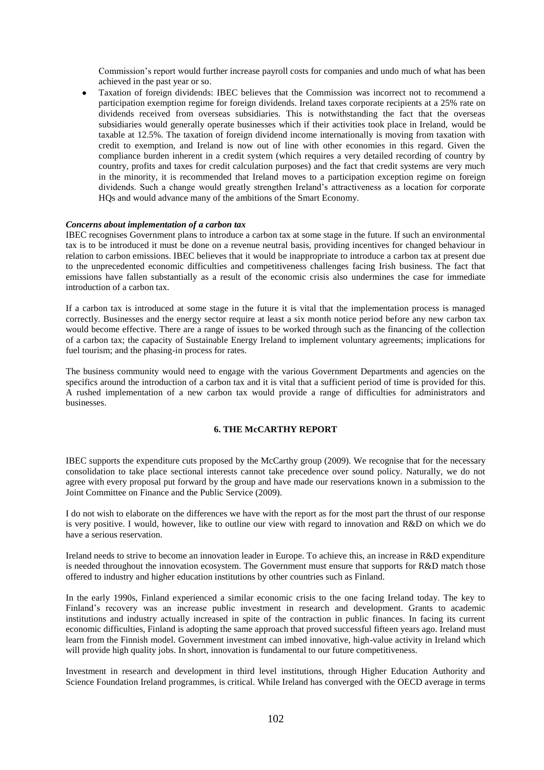Commission's report would further increase payroll costs for companies and undo much of what has been achieved in the past year or so.

- Taxation of foreign dividends: IBEC believes that the Commission was incorrect not to recommend a participation exemption regime for foreign dividends. Ireland taxes corporate recipients at a 25% rate on dividends received from overseas subsidiaries. This is notwithstanding the fact that the overseas subsidiaries would generally operate businesses which if their activities took place in Ireland, would be taxable at 12.5%. The taxation of foreign dividend income internationally is moving from taxation with credit to exemption, and Ireland is now out of line with other economies in this regard. Given the compliance burden inherent in a credit system (which requires a very detailed recording of country by country, profits and taxes for credit calculation purposes) and the fact that credit systems are very much in the minority, it is recommended that Ireland moves to a participation exception regime on foreign dividends. Such a change would greatly strengthen Ireland's attractiveness as a location for corporate HQs and would advance many of the ambitions of the Smart Economy.

***Concerns about implementation of a carbon tax***

IBEC recognises Government plans to introduce a carbon tax at some stage in the future. If such an environmental tax is to be introduced it must be done on a revenue neutral basis, providing incentives for changed behaviour in relation to carbon emissions. IBEC believes that it would be inappropriate to introduce a carbon tax at present due to the unprecedented economic difficulties and competitiveness challenges facing Irish business. The fact that emissions have fallen substantially as a result of the economic crisis also undermines the case for immediate introduction of a carbon tax.

If a carbon tax is introduced at some stage in the future it is vital that the implementation process is managed correctly. Businesses and the energy sector require at least a six month notice period before any new carbon tax would become effective. There are a range of issues to be worked through such as the financing of the collection of a carbon tax; the capacity of Sustainable Energy Ireland to implement voluntary agreements; implications for fuel tourism; and the phasing-in process for rates.

The business community would need to engage with the various Government Departments and agencies on the specifics around the introduction of a carbon tax and it is vital that a sufficient period of time is provided for this. A rushed implementation of a new carbon tax would provide a range of difficulties for administrators and businesses.

## 6. THE McCARTHY REPORT

IBEC supports the expenditure cuts proposed by the McCarthy group (2009). We recognise that for the necessary consolidation to take place sectional interests cannot take precedence over sound policy. Naturally, we do not agree with every proposal put forward by the group and have made our reservations known in a submission to the Joint Committee on Finance and the Public Service (2009).

I do not wish to elaborate on the differences we have with the report as for the most part the thrust of our response is very positive. I would, however, like to outline our view with regard to innovation and R&D on which we do have a serious reservation.

Ireland needs to strive to become an innovation leader in Europe. To achieve this, an increase in R&D expenditure is needed throughout the innovation ecosystem. The Government must ensure that supports for R&D match those offered to industry and higher education institutions by other countries such as Finland.

In the early 1990s, Finland experienced a similar economic crisis to the one facing Ireland today. The key to Finland's recovery was an increase public investment in research and development. Grants to academic institutions and industry actually increased in spite of the contraction in public finances. In facing its current economic difficulties, Finland is adopting the same approach that proved successful fifteen years ago. Ireland must learn from the Finnish model. Government investment can imbed innovative, high-value activity in Ireland which will provide high quality jobs. In short, innovation is fundamental to our future competitiveness.

Investment in research and development in third level institutions, through Higher Education Authority and Science Foundation Ireland programmes, is critical. While Ireland has converged with the OECD average in terms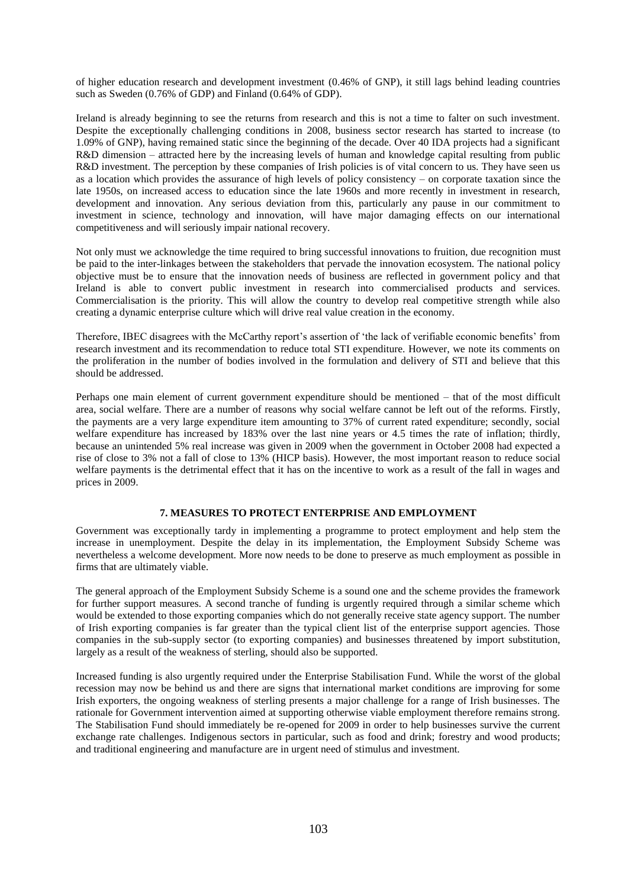of higher education research and development investment (0.46% of GNP), it still lags behind leading countries such as Sweden (0.76% of GDP) and Finland (0.64% of GDP).

Ireland is already beginning to see the returns from research and this is not a time to falter on such investment. Despite the exceptionally challenging conditions in 2008, business sector research has started to increase (to 1.09% of GNP), having remained static since the beginning of the decade. Over 40 IDA projects had a significant R&D dimension – attracted here by the increasing levels of human and knowledge capital resulting from public R&D investment. The perception by these companies of Irish policies is of vital concern to us. They have seen us as a location which provides the assurance of high levels of policy consistency – on corporate taxation since the late 1950s, on increased access to education since the late 1960s and more recently in investment in research, development and innovation. Any serious deviation from this, particularly any pause in our commitment to investment in science, technology and innovation, will have major damaging effects on our international competitiveness and will seriously impair national recovery.

Not only must we acknowledge the time required to bring successful innovations to fruition, due recognition must be paid to the inter-linkages between the stakeholders that pervade the innovation ecosystem. The national policy objective must be to ensure that the innovation needs of business are reflected in government policy and that Ireland is able to convert public investment in research into commercialised products and services. Commercialisation is the priority. This will allow the country to develop real competitive strength while also creating a dynamic enterprise culture which will drive real value creation in the economy.

Therefore, IBEC disagrees with the McCarthy report's assertion of 'the lack of verifiable economic benefits' from research investment and its recommendation to reduce total STI expenditure. However, we note its comments on the proliferation in the number of bodies involved in the formulation and delivery of STI and believe that this should be addressed.

Perhaps one main element of current government expenditure should be mentioned – that of the most difficult area, social welfare. There are a number of reasons why social welfare cannot be left out of the reforms. Firstly, the payments are a very large expenditure item amounting to 37% of current rated expenditure; secondly, social welfare expenditure has increased by 183% over the last nine years or 4.5 times the rate of inflation; thirdly, because an unintended 5% real increase was given in 2009 when the government in October 2008 had expected a rise of close to 3% not a fall of close to 13% (HICP basis). However, the most important reason to reduce social welfare payments is the detrimental effect that it has on the incentive to work as a result of the fall in wages and prices in 2009.

## 7. MEASURES TO PROTECT ENTERPRISE AND EMPLOYMENT

Government was exceptionally tardy in implementing a programme to protect employment and help stem the increase in unemployment. Despite the delay in its implementation, the Employment Subsidy Scheme was nevertheless a welcome development. More now needs to be done to preserve as much employment as possible in firms that are ultimately viable.

The general approach of the Employment Subsidy Scheme is a sound one and the scheme provides the framework for further support measures. A second tranche of funding is urgently required through a similar scheme which would be extended to those exporting companies which do not generally receive state agency support. The number of Irish exporting companies is far greater than the typical client list of the enterprise support agencies. Those companies in the sub-supply sector (to exporting companies) and businesses threatened by import substitution, largely as a result of the weakness of sterling, should also be supported.

Increased funding is also urgently required under the Enterprise Stabilisation Fund. While the worst of the global recession may now be behind us and there are signs that international market conditions are improving for some Irish exporters, the ongoing weakness of sterling presents a major challenge for a range of Irish businesses. The rationale for Government intervention aimed at supporting otherwise viable employment therefore remains strong. The Stabilisation Fund should immediately be re-opened for 2009 in order to help businesses survive the current exchange rate challenges. Indigenous sectors in particular, such as food and drink; forestry and wood products; and traditional engineering and manufacture are in urgent need of stimulus and investment.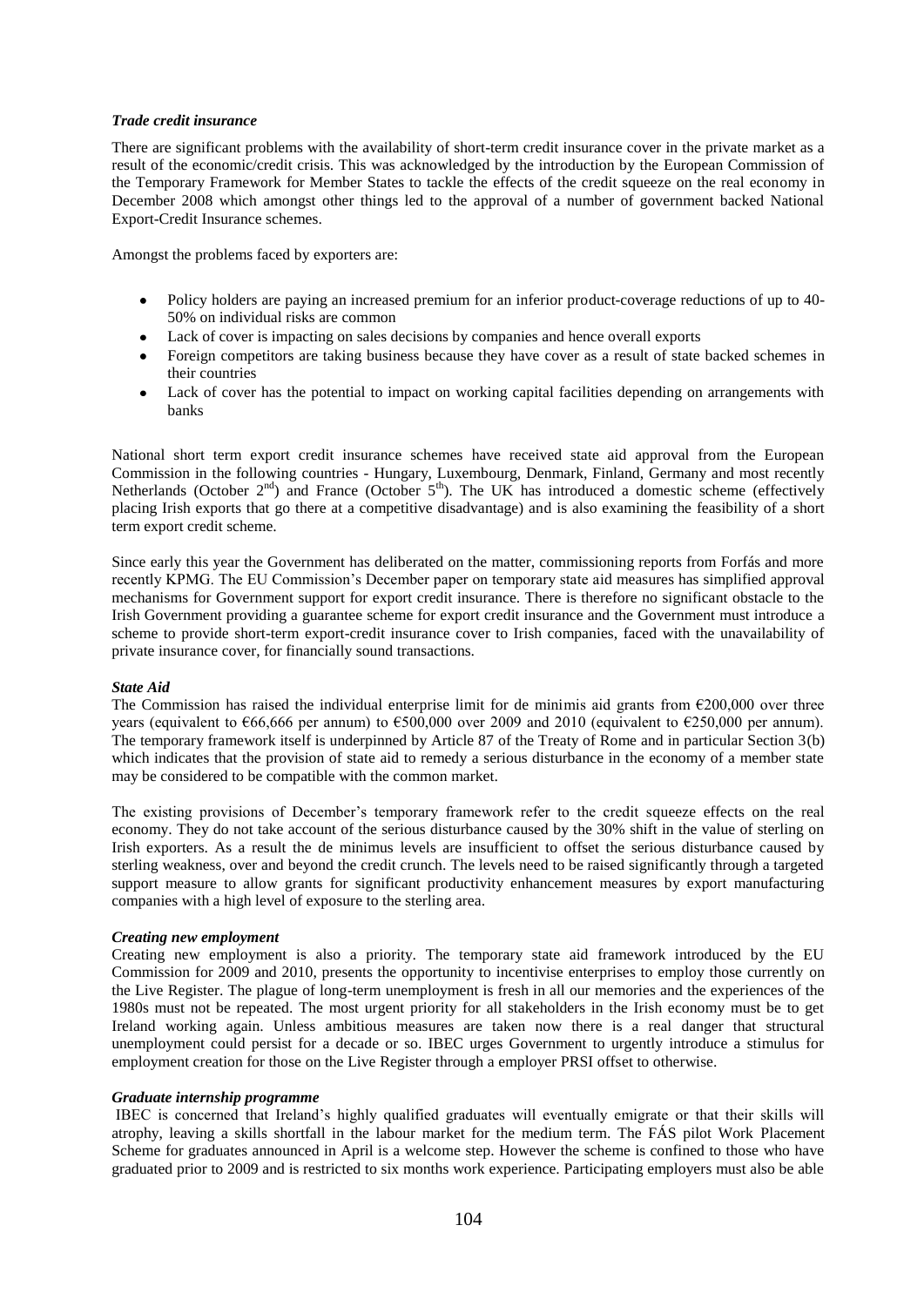### *Trade credit insurance*

There are significant problems with the availability of short-term credit insurance cover in the private market as a result of the economic/credit crisis. This was acknowledged by the introduction by the European Commission of the Temporary Framework for Member States to tackle the effects of the credit squeeze on the real economy in December 2008 which amongst other things led to the approval of a number of government backed National Export-Credit Insurance schemes.

Amongst the problems faced by exporters are:

- Policy holders are paying an increased premium for an inferior product-coverage reductions of up to 40-50% on individual risks are common
- Lack of cover is impacting on sales decisions by companies and hence overall exports
- Foreign competitors are taking business because they have cover as a result of state backed schemes in their countries
- Lack of cover has the potential to impact on working capital facilities depending on arrangements with banks

National short term export credit insurance schemes have received state aid approval from the European Commission in the following countries - Hungary, Luxembourg, Denmark, Finland, Germany and most recently Netherlands (October 2nd) and France (October 5th). The UK has introduced a domestic scheme (effectively placing Irish exports that go there at a competitive disadvantage) and is also examining the feasibility of a short term export credit scheme.

Since early this year the Government has deliberated on the matter, commissioning reports from Forfás and more recently KPMG. The EU Commission's December paper on temporary state aid measures has simplified approval mechanisms for Government support for export credit insurance. There is therefore no significant obstacle to the Irish Government providing a guarantee scheme for export credit insurance and the Government must introduce a scheme to provide short-term export-credit insurance cover to Irish companies, faced with the unavailability of private insurance cover, for financially sound transactions.

### *State Aid*

The Commission has raised the individual enterprise limit for de minimis aid grants from €200,000 over three years (equivalent to €66,666 per annum) to €500,000 over 2009 and 2010 (equivalent to €250,000 per annum). The temporary framework itself is underpinned by Article 87 of the Treaty of Rome and in particular Section 3(b) which indicates that the provision of state aid to remedy a serious disturbance in the economy of a member state may be considered to be compatible with the common market.

The existing provisions of December's temporary framework refer to the credit squeeze effects on the real economy. They do not take account of the serious disturbance caused by the 30% shift in the value of sterling on Irish exporters. As a result the de minimus levels are insufficient to offset the serious disturbance caused by sterling weakness, over and beyond the credit crunch. The levels need to be raised significantly through a targeted support measure to allow grants for significant productivity enhancement measures by export manufacturing companies with a high level of exposure to the sterling area.

### *Creating new employment*

Creating new employment is also a priority. The temporary state aid framework introduced by the EU Commission for 2009 and 2010, presents the opportunity to incentivise enterprises to employ those currently on the Live Register. The plague of long-term unemployment is fresh in all our memories and the experiences of the 1980s must not be repeated. The most urgent priority for all stakeholders in the Irish economy must be to get Ireland working again. Unless ambitious measures are taken now there is a real danger that structural unemployment could persist for a decade or so. IBEC urges Government to urgently introduce a stimulus for employment creation for those on the Live Register through a employer PRSI offset to otherwise.

### *Graduate internship programme*

IBEC is concerned that Ireland's highly qualified graduates will eventually emigrate or that their skills will atrophy, leaving a skills shortfall in the labour market for the medium term. The FÁS pilot Work Placement Scheme for graduates announced in April is a welcome step. However the scheme is confined to those who have graduated prior to 2009 and is restricted to six months work experience. Participating employers must also be able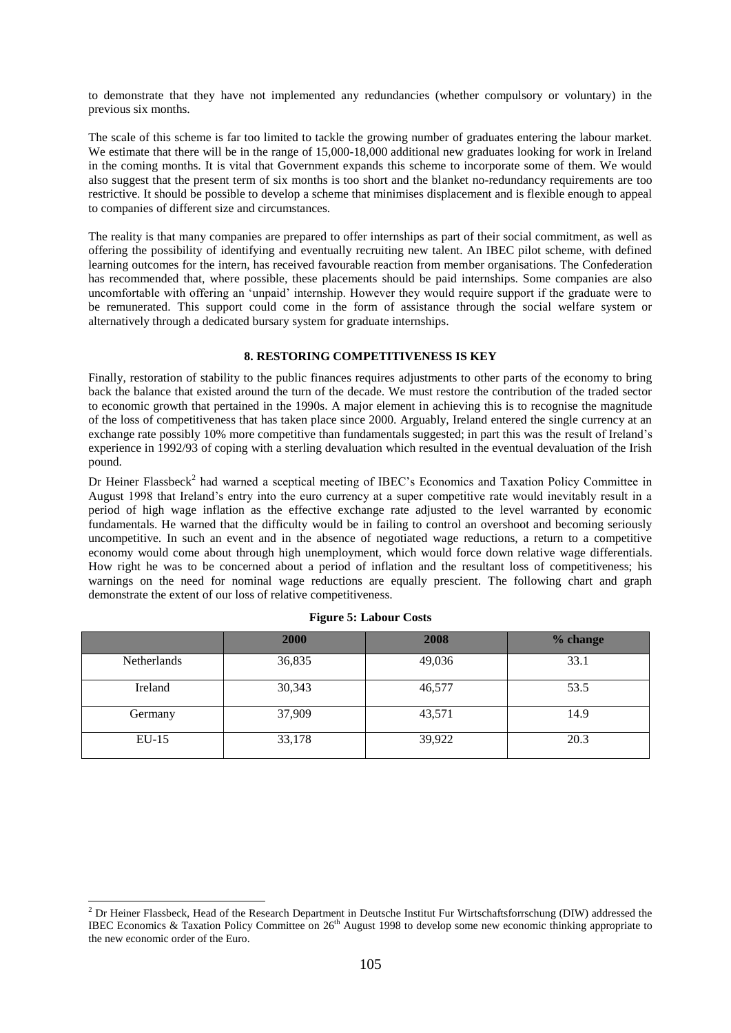to demonstrate that they have not implemented any redundancies (whether compulsory or voluntary) in the previous six months.

The scale of this scheme is far too limited to tackle the growing number of graduates entering the labour market. We estimate that there will be in the range of 15,000-18,000 additional new graduates looking for work in Ireland in the coming months. It is vital that Government expands this scheme to incorporate some of them. We would also suggest that the present term of six months is too short and the blanket no-redundancy requirements are too restrictive. It should be possible to develop a scheme that minimises displacement and is flexible enough to appeal to companies of different size and circumstances.

The reality is that many companies are prepared to offer internships as part of their social commitment, as well as offering the possibility of identifying and eventually recruiting new talent. An IBEC pilot scheme, with defined learning outcomes for the intern, has received favourable reaction from member organisations. The Confederation has recommended that, where possible, these placements should be paid internships. Some companies are also uncomfortable with offering an 'unpaid' internship. However they would require support if the graduate were to be remunerated. This support could come in the form of assistance through the social welfare system or alternatively through a dedicated bursary system for graduate internships.

## 8. RESTORING COMPETITIVENESS IS KEY

Finally, restoration of stability to the public finances requires adjustments to other parts of the economy to bring back the balance that existed around the turn of the decade. We must restore the contribution of the traded sector to economic growth that pertained in the 1990s. A major element in achieving this is to recognise the magnitude of the loss of competitiveness that has taken place since 2000. Arguably, Ireland entered the single currency at an exchange rate possibly 10% more competitive than fundamentals suggested; in part this was the result of Ireland's experience in 1992/93 of coping with a sterling devaluation which resulted in the eventual devaluation of the Irish pound.

Dr Heiner Flassbeck[2] had warned a sceptical meeting of IBEC's Economics and Taxation Policy Committee in August 1998 that Ireland's entry into the euro currency at a super competitive rate would inevitably result in a period of high wage inflation as the effective exchange rate adjusted to the level warranted by economic fundamentals. He warned that the difficulty would be in failing to control an overshoot and becoming seriously uncompetitive. In such an event and in the absence of negotiated wage reductions, a return to a competitive economy would come about through high unemployment, which would force down relative wage differentials. How right he was to be concerned about a period of inflation and the resultant loss of competitiveness; his warnings on the need for nominal wage reductions are equally prescient. The following chart and graph demonstrate the extent of our loss of relative competitiveness.

**Figure 5: Labour Costs**

| | 2000 | 2008 | % change |
|---|---|---|---|
| Netherlands | 36,835 | 49,036 | 33.1 |
| Ireland | 30,343 | 46,577 | 53.5 |
| Germany | 37,909 | 43,571 | 14.9 |
| EU-15 | 33,178 | 39,922 | 20.3 |

[2] Dr Heiner Flassbeck, Head of the Research Department in Deutsche Institut Fur Wirtschaftsforrschung (DIW) addressed the IBEC Economics & Taxation Policy Committee on 26th August 1998 to develop some new economic thinking appropriate to the new economic order of the Euro.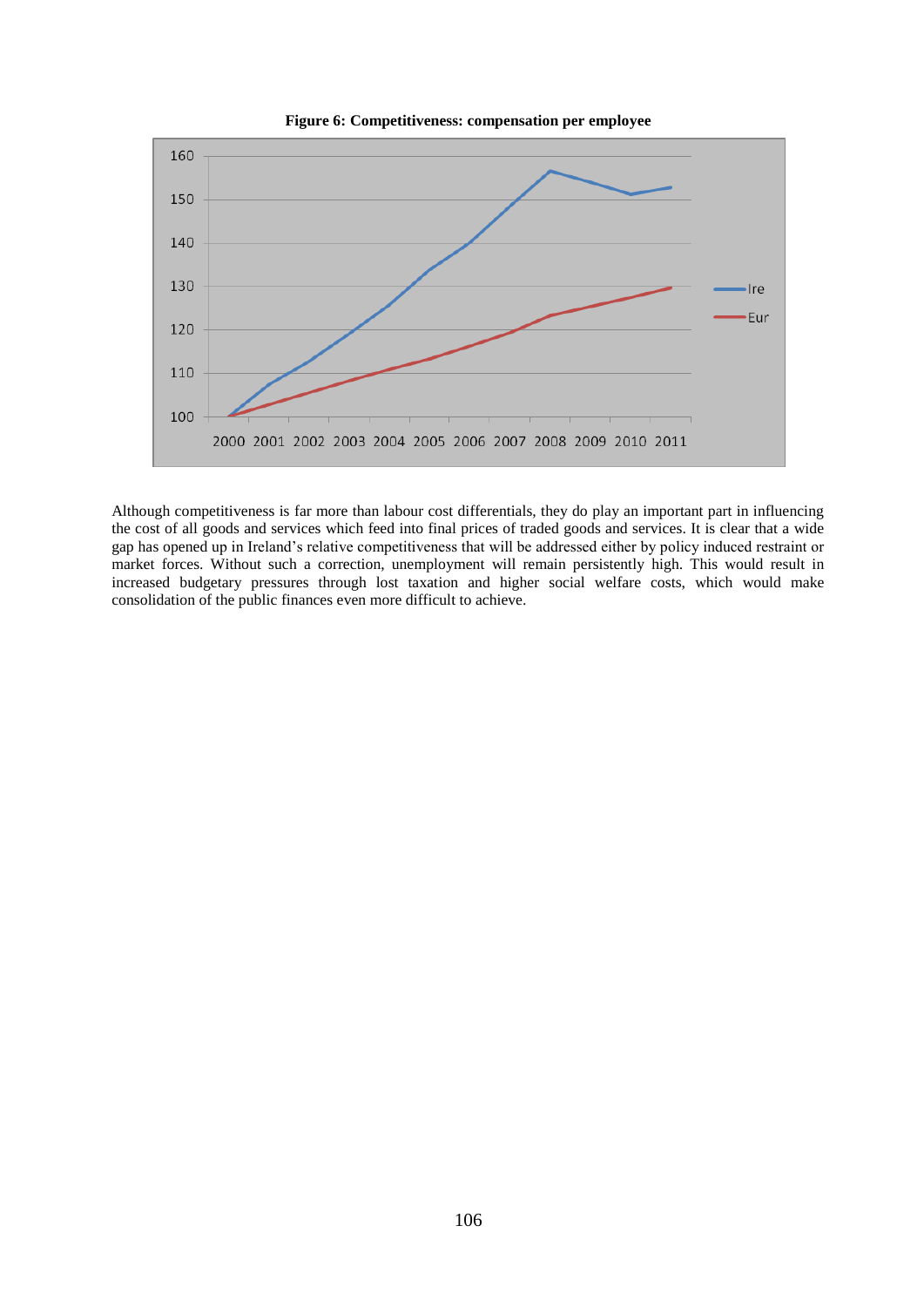**Figure 6: Competitiveness: compensation per employee**

Although competitiveness is far more than labour cost differentials, they do play an important part in influencing the cost of all goods and services which feed into final prices of traded goods and services. It is clear that a wide gap has opened up in Ireland's relative competitiveness that will be addressed either by policy induced restraint or market forces. Without such a correction, unemployment will remain persistently high. This would result in increased budgetary pressures through lost taxation and higher social welfare costs, which would make consolidation of the public finances even more difficult to achieve.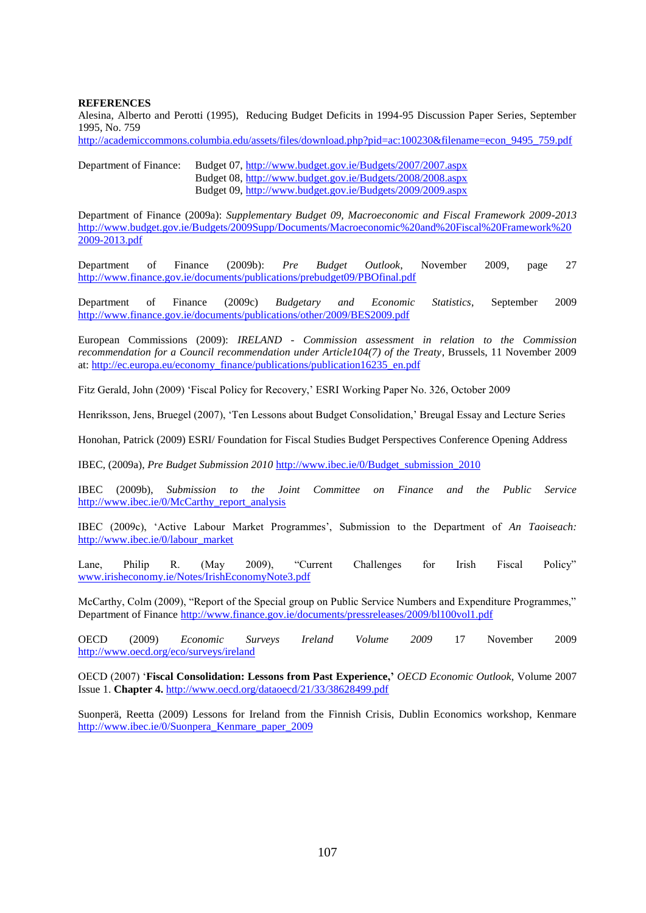**REFERENCES**

Alesina, Alberto and Perotti (1995), Reducing Budget Deficits in 1994-95 Discussion Paper Series, September 1995, No. 759
http://academiccommons.columbia.edu/assets/files/download.php?pid=ac:100230&filename=econ_9495_759.pdf

Department of Finance: Budget 07, http://www.budget.gov.ie/Budgets/2007/2007.aspx
Budget 08, http://www.budget.gov.ie/Budgets/2008/2008.aspx
Budget 09, http://www.budget.gov.ie/Budgets/2009/2009.aspx

Department of Finance (2009a): *Supplementary Budget 09, Macroeconomic and Fiscal Framework 2009-2013* http://www.budget.gov.ie/Budgets/2009Supp/Documents/Macroeconomic%20and%20Fiscal%20Framework%202009-2013.pdf

Department of Finance (2009b): *Pre Budget Outlook*, November 2009, page 27 http://www.finance.gov.ie/documents/publications/prebudget09/PBOfinal.pdf

Department of Finance (2009c) *Budgetary and Economic Statistics*, September 2009 http://www.finance.gov.ie/documents/publications/other/2009/BES2009.pdf

European Commissions (2009): *IRELAND - Commission assessment in relation to the Commission recommendation for a Council recommendation under Article104(7) of the Treaty*, Brussels, 11 November 2009 at: http://ec.europa.eu/economy_finance/publications/publication16235_en.pdf

Fitz Gerald, John (2009) 'Fiscal Policy for Recovery,' ESRI Working Paper No. 326, October 2009

Henriksson, Jens, Bruegel (2007), 'Ten Lessons about Budget Consolidation,' Breugal Essay and Lecture Series

Honohan, Patrick (2009) ESRI/ Foundation for Fiscal Studies Budget Perspectives Conference Opening Address

IBEC, (2009a), *Pre Budget Submission 2010* http://www.ibec.ie/0/Budget_submission_2010

IBEC (2009b), *Submission to the Joint Committee on Finance and the Public Service* http://www.ibec.ie/0/McCarthy_report_analysis

IBEC (2009c), 'Active Labour Market Programmes', Submission to the Department of *An Taoiseach:* http://www.ibec.ie/0/labour_market

Lane, Philip R. (May 2009), "Current Challenges for Irish Fiscal Policy" www.irisheconomy.ie/Notes/IrishEconomyNote3.pdf

McCarthy, Colm (2009), "Report of the Special group on Public Service Numbers and Expenditure Programmes," Department of Finance http://www.finance.gov.ie/documents/pressreleases/2009/bl100vol1.pdf

OECD (2009) *Economic Surveys Ireland Volume 2009* 17 November 2009 http://www.oecd.org/eco/surveys/ireland

OECD (2007) '**Fiscal Consolidation: Lessons from Past Experience,'** *OECD Economic Outlook*, Volume 2007 Issue 1. **Chapter 4.** http://www.oecd.org/dataoecd/21/33/38628499.pdf

Suonperä, Reetta (2009) Lessons for Ireland from the Finnish Crisis, Dublin Economics workshop, Kenmare http://www.ibec.ie/0/Suonpera_Kenmare_paper_2009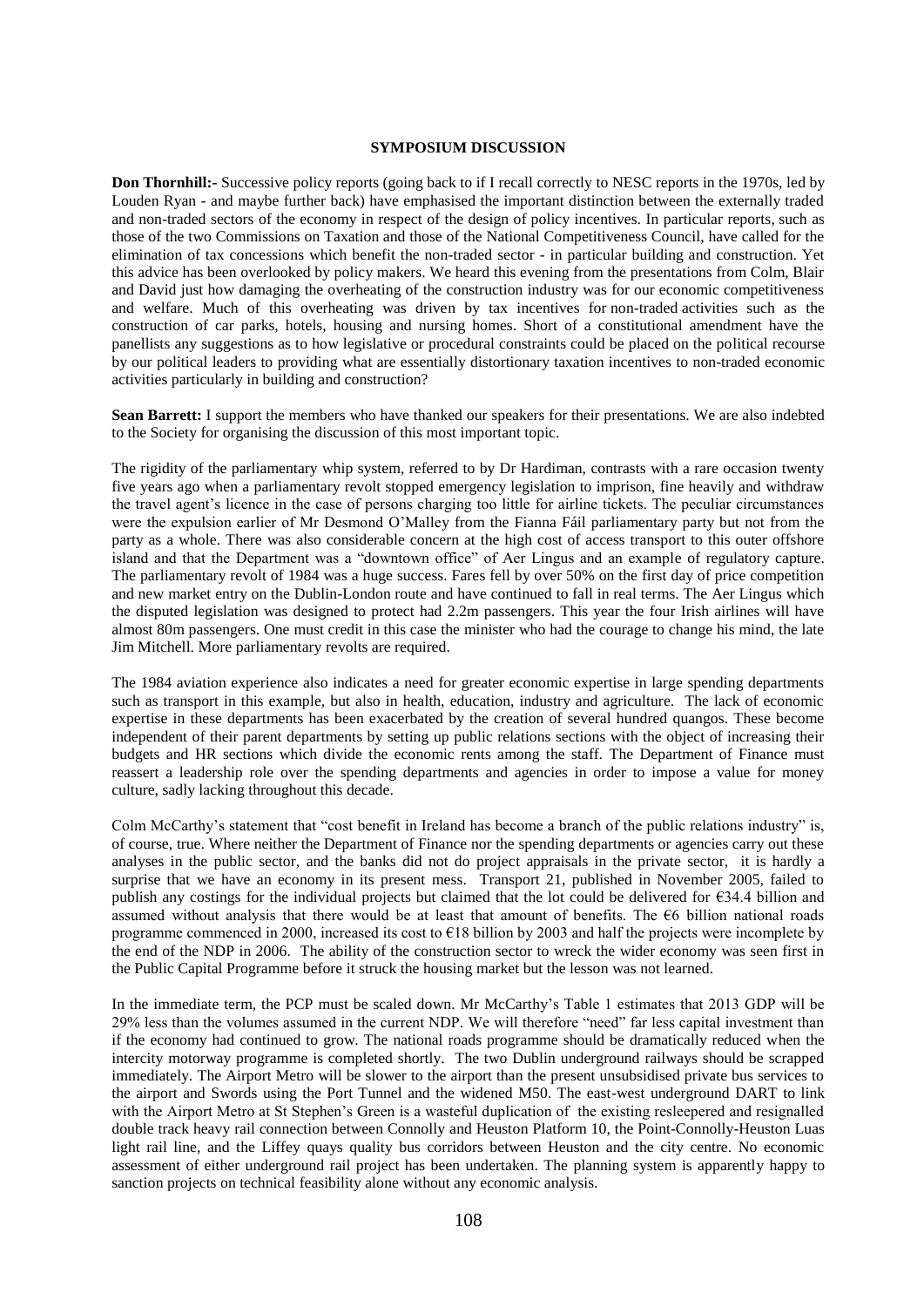## SYMPOSIUM DISCUSSION

**Don Thornhill:-** Successive policy reports (going back to if I recall correctly to NESC reports in the 1970s, led by Louden Ryan - and maybe further back) have emphasised the important distinction between the externally traded and non-traded sectors of the economy in respect of the design of policy incentives. In particular reports, such as those of the two Commissions on Taxation and those of the National Competitiveness Council, have called for the elimination of tax concessions which benefit the non-traded sector - in particular building and construction. Yet this advice has been overlooked by policy makers. We heard this evening from the presentations from Colm, Blair and David just how damaging the overheating of the construction industry was for our economic competitiveness and welfare. Much of this overheating was driven by tax incentives for non-traded activities such as the construction of car parks, hotels, housing and nursing homes. Short of a constitutional amendment have the panellists any suggestions as to how legislative or procedural constraints could be placed on the political recourse by our political leaders to providing what are essentially distortionary taxation incentives to non-traded economic activities particularly in building and construction?

**Sean Barrett:** I support the members who have thanked our speakers for their presentations. We are also indebted to the Society for organising the discussion of this most important topic.

The rigidity of the parliamentary whip system, referred to by Dr Hardiman, contrasts with a rare occasion twenty five years ago when a parliamentary revolt stopped emergency legislation to imprison, fine heavily and withdraw the travel agent's licence in the case of persons charging too little for airline tickets. The peculiar circumstances were the expulsion earlier of Mr Desmond O'Malley from the Fianna Fáil parliamentary party but not from the party as a whole. There was also considerable concern at the high cost of access transport to this outer offshore island and that the Department was a "downtown office" of Aer Lingus and an example of regulatory capture. The parliamentary revolt of 1984 was a huge success. Fares fell by over 50% on the first day of price competition and new market entry on the Dublin-London route and have continued to fall in real terms. The Aer Lingus which the disputed legislation was designed to protect had 2.2m passengers. This year the four Irish airlines will have almost 80m passengers. One must credit in this case the minister who had the courage to change his mind, the late Jim Mitchell. More parliamentary revolts are required.

The 1984 aviation experience also indicates a need for greater economic expertise in large spending departments such as transport in this example, but also in health, education, industry and agriculture. The lack of economic expertise in these departments has been exacerbated by the creation of several hundred quangos. These become independent of their parent departments by setting up public relations sections with the object of increasing their budgets and HR sections which divide the economic rents among the staff. The Department of Finance must reassert a leadership role over the spending departments and agencies in order to impose a value for money culture, sadly lacking throughout this decade.

Colm McCarthy's statement that "cost benefit in Ireland has become a branch of the public relations industry" is, of course, true. Where neither the Department of Finance nor the spending departments or agencies carry out these analyses in the public sector, and the banks did not do project appraisals in the private sector, it is hardly a surprise that we have an economy in its present mess. Transport 21, published in November 2005, failed to publish any costings for the individual projects but claimed that the lot could be delivered for €34.4 billion and assumed without analysis that there would be at least that amount of benefits. The €6 billion national roads programme commenced in 2000, increased its cost to €18 billion by 2003 and half the projects were incomplete by the end of the NDP in 2006. The ability of the construction sector to wreck the wider economy was seen first in the Public Capital Programme before it struck the housing market but the lesson was not learned.

In the immediate term, the PCP must be scaled down. Mr McCarthy's Table 1 estimates that 2013 GDP will be 29% less than the volumes assumed in the current NDP. We will therefore "need" far less capital investment than if the economy had continued to grow. The national roads programme should be dramatically reduced when the intercity motorway programme is completed shortly. The two Dublin underground railways should be scrapped immediately. The Airport Metro will be slower to the airport than the present unsubsidised private bus services to the airport and Swords using the Port Tunnel and the widened M50. The east-west underground DART to link with the Airport Metro at St Stephen's Green is a wasteful duplication of the existing resleepered and resignalled double track heavy rail connection between Connolly and Heuston Platform 10, the Point-Connolly-Heuston Luas light rail line, and the Liffey quays quality bus corridors between Heuston and the city centre. No economic assessment of either underground rail project has been undertaken. The planning system is apparently happy to sanction projects on technical feasibility alone without any economic analysis.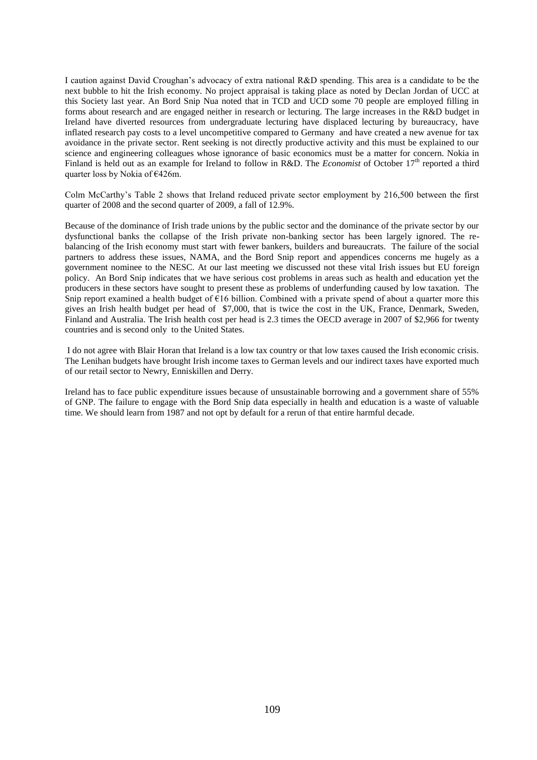I caution against David Croughan's advocacy of extra national R&D spending. This area is a candidate to be the next bubble to hit the Irish economy. No project appraisal is taking place as noted by Declan Jordan of UCC at this Society last year. An Bord Snip Nua noted that in TCD and UCD some 70 people are employed filling in forms about research and are engaged neither in research or lecturing. The large increases in the R&D budget in Ireland have diverted resources from undergraduate lecturing have displaced lecturing by bureaucracy, have inflated research pay costs to a level uncompetitive compared to Germany and have created a new avenue for tax avoidance in the private sector. Rent seeking is not directly productive activity and this must be explained to our science and engineering colleagues whose ignorance of basic economics must be a matter for concern. Nokia in Finland is held out as an example for Ireland to follow in R&D. The *Economist* of October 17th reported a third quarter loss by Nokia of €426m.

Colm McCarthy's Table 2 shows that Ireland reduced private sector employment by 216,500 between the first quarter of 2008 and the second quarter of 2009, a fall of 12.9%.

Because of the dominance of Irish trade unions by the public sector and the dominance of the private sector by our dysfunctional banks the collapse of the Irish private non-banking sector has been largely ignored. The re-balancing of the Irish economy must start with fewer bankers, builders and bureaucrats. The failure of the social partners to address these issues, NAMA, and the Bord Snip report and appendices concerns me hugely as a government nominee to the NESC. At our last meeting we discussed not these vital Irish issues but EU foreign policy. An Bord Snip indicates that we have serious cost problems in areas such as health and education yet the producers in these sectors have sought to present these as problems of underfunding caused by low taxation. The Snip report examined a health budget of €16 billion. Combined with a private spend of about a quarter more this gives an Irish health budget per head of $7,000, that is twice the cost in the UK, France, Denmark, Sweden, Finland and Australia. The Irish health cost per head is 2.3 times the OECD average in 2007 of $2,966 for twenty countries and is second only to the United States.

I do not agree with Blair Horan that Ireland is a low tax country or that low taxes caused the Irish economic crisis. The Lenihan budgets have brought Irish income taxes to German levels and our indirect taxes have exported much of our retail sector to Newry, Enniskillen and Derry.

Ireland has to face public expenditure issues because of unsustainable borrowing and a government share of 55% of GNP. The failure to engage with the Bord Snip data especially in health and education is a waste of valuable time. We should learn from 1987 and not opt by default for a rerun of that entire harmful decade.